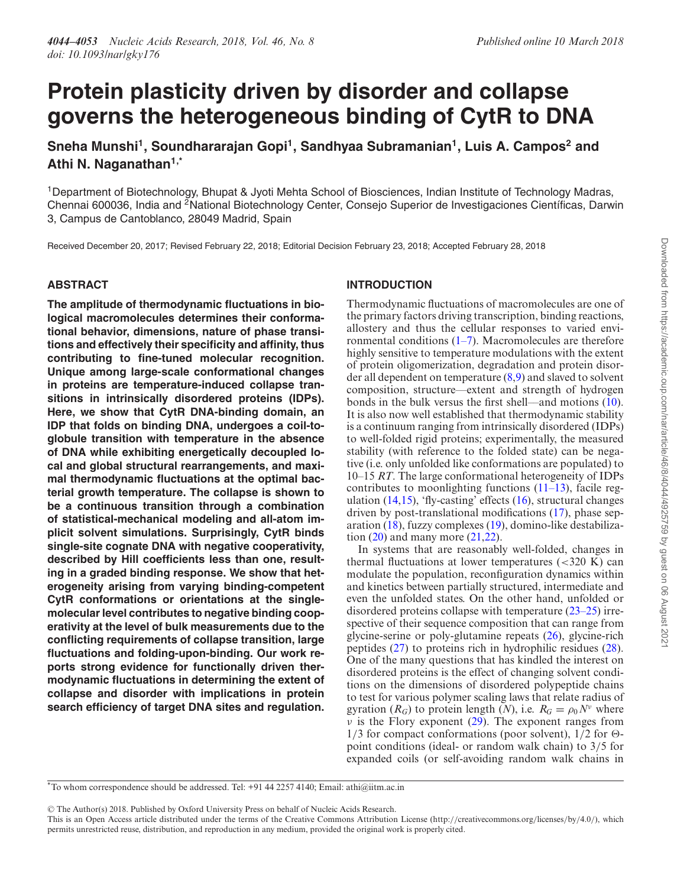# Protein plasticity driven by disorder and collapse governs the heterogeneous binding of CytR to DNA

**Sneha Munshi[1], Soundhararajan Gopi[1], Sandhyaa Subramanian[1], Luis A. Campos[2] and Athi N. Naganathan[1,*]**

[1]Department of Biotechnology, Bhupat & Jyoti Mehta School of Biosciences, Indian Institute of Technology Madras, Chennai 600036, India and [2]National Biotechnology Center, Consejo Superior de Investigaciones Científicas, Darwin 3, Campus de Cantoblanco, 28049 Madrid, Spain

Received December 20, 2017; Revised February 22, 2018; Editorial Decision February 23, 2018; Accepted February 28, 2018

## ABSTRACT

**The amplitude of thermodynamic fluctuations in biological macromolecules determines their conformational behavior, dimensions, nature of phase transitions and effectively their specificity and affinity, thus contributing to fine-tuned molecular recognition. Unique among large-scale conformational changes in proteins are temperature-induced collapse transitions in intrinsically disordered proteins (IDPs). Here, we show that CytR DNA-binding domain, an IDP that folds on binding DNA, undergoes a coil-to-globule transition with temperature in the absence of DNA while exhibiting energetically decoupled local and global structural rearrangements, and maximal thermodynamic fluctuations at the optimal bacterial growth temperature. The collapse is shown to be a continuous transition through a combination of statistical-mechanical modeling and all-atom implicit solvent simulations. Surprisingly, CytR binds single-site cognate DNA with negative cooperativity, described by Hill coefficients less than one, resulting in a graded binding response. We show that heterogeneity arising from varying binding-competent CytR conformations or orientations at the single-molecular level contributes to negative binding cooperativity at the level of bulk measurements due to the conflicting requirements of collapse transition, large fluctuations and folding-upon-binding. Our work reports strong evidence for functionally driven thermodynamic fluctuations in determining the extent of collapse and disorder with implications in protein search efficiency of target DNA sites and regulation.**

## INTRODUCTION

Thermodynamic fluctuations of macromolecules are one of the primary factors driving transcription, binding reactions, allostery and thus the cellular responses to varied environmental conditions (1–7). Macromolecules are therefore highly sensitive to temperature modulations with the extent of protein oligomerization, degradation and protein disorder all dependent on temperature (8,9) and slaved to solvent composition, structure—extent and strength of hydrogen bonds in the bulk versus the first shell—and motions (10). It is also now well established that thermodynamic stability is a continuum ranging from intrinsically disordered (IDPs) to well-folded rigid proteins; experimentally, the measured stability (with reference to the folded state) can be negative (i.e. only unfolded like conformations are populated) to 10–15 *RT*. The large conformational heterogeneity of IDPs contributes to moonlighting functions (11–13), facile regulation (14,15), 'fly-casting' effects (16), structural changes driven by post-translational modifications (17), phase separation (18), fuzzy complexes (19), domino-like destabilization (20) and many more (21,22).

In systems that are reasonably well-folded, changes in thermal fluctuations at lower temperatures (<320 K) can modulate the population, reconfiguration dynamics within and kinetics between partially structured, intermediate and even the unfolded states. On the other hand, unfolded or disordered proteins collapse with temperature (23–25) irrespective of their sequence composition that can range from glycine-serine or poly-glutamine repeats (26), glycine-rich peptides (27) to proteins rich in hydrophilic residues (28). One of the many questions that has kindled the interest on disordered proteins is the effect of changing solvent conditions on the dimensions of disordered polypeptide chains to test for various polymer scaling laws that relate radius of gyration ($R_G$) to protein length ($N$), i.e. $R_G = \rho_0 N^{\nu}$ where $\nu$ is the Flory exponent (29). The exponent ranges from 1/3 for compact conformations (poor solvent), 1/2 for Θ-point conditions (ideal- or random walk chain) to 3/5 for expanded coils (or self-avoiding random walk chains in

*To whom correspondence should be addressed. Tel: +91 44 2257 4140; Email: athi@iitm.ac.in

© The Author(s) 2018. Published by Oxford University Press on behalf of Nucleic Acids Research.
This is an Open Access article distributed under the terms of the Creative Commons Attribution License (http://creativecommons.org/licenses/by/4.0/), which permits unrestricted reuse, distribution, and reproduction in any medium, provided the original work is properly cited.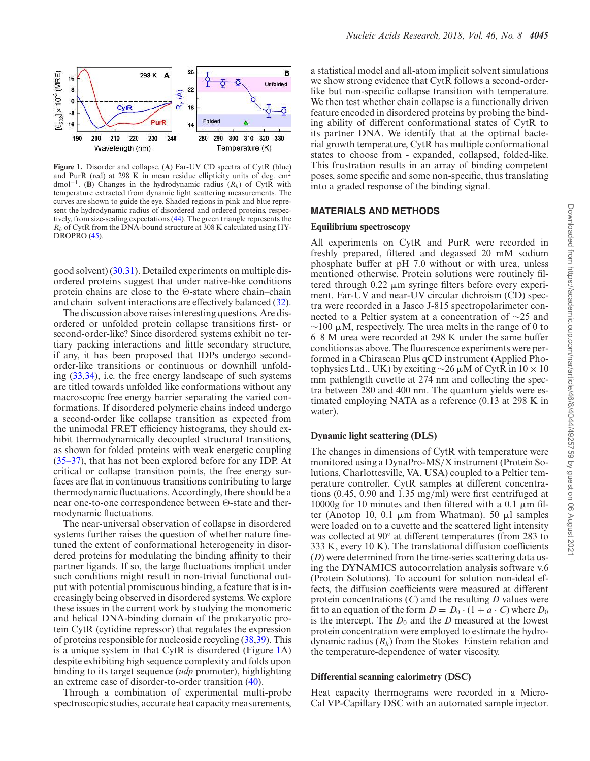**Figure 1.** Disorder and collapse. (**A**) Far-UV CD spectra of CytR (blue) and PurR (red) at 298 K in mean residue ellipticity units of deg. cm$^2$ dmol$^{-1}$. (**B**) Changes in the hydrodynamic radius ($R_h$) of CytR with temperature extracted from dynamic light scattering measurements. The curves are shown to guide the eye. Shaded regions in pink and blue represent the hydrodynamic radius of disordered and ordered proteins, respectively, from size-scaling expectations (44). The green triangle represents the $R_h$ of CytR from the DNA-bound structure at 308 K calculated using HYDROPRO (45).

good solvent) (30,31). Detailed experiments on multiple disordered proteins suggest that under native-like conditions protein chains are close to the Θ-state where chain–chain and chain–solvent interactions are effectively balanced (32).

The discussion above raises interesting questions. Are disordered or unfolded protein collapse transitions first- or second-order-like? Since disordered systems exhibit no tertiary packing interactions and little secondary structure, if any, it has been proposed that IDPs undergo second-order-like transitions or continuous or downhill unfolding (33,34), i.e. the free energy landscape of such systems are titled towards unfolded like conformations without any macroscopic free energy barrier separating the varied conformations. If disordered polymeric chains indeed undergo a second-order like collapse transition as expected from the unimodal FRET efficiency histograms, they should exhibit thermodynamically decoupled structural transitions, as shown for folded proteins with weak energetic coupling (35–37), that has not been explored before for any IDP. At critical or collapse transition points, the free energy surfaces are flat in continuous transitions contributing to large thermodynamic fluctuations. Accordingly, there should be a near one-to-one correspondence between Θ-state and thermodynamic fluctuations.

The near-universal observation of collapse in disordered systems further raises the question of whether nature fine-tuned the extent of conformational heterogeneity in disordered proteins for modulating the binding affinity to their partner ligands. If so, the large fluctuations implicit under such conditions might result in non-trivial functional output with potential promiscuous binding, a feature that is increasingly being observed in disordered systems. We explore these issues in the current work by studying the monomeric and helical DNA-binding domain of the prokaryotic protein CytR (cytidine repressor) that regulates the expression of proteins responsible for nucleoside recycling (38,39). This is a unique system in that CytR is disordered (Figure 1A) despite exhibiting high sequence complexity and folds upon binding to its target sequence (*udp* promoter), highlighting an extreme case of disorder-to-order transition (40).

Through a combination of experimental multi-probe spectroscopic studies, accurate heat capacity measurements, a statistical model and all-atom implicit solvent simulations we show strong evidence that CytR follows a second-order-like but non-specific collapse transition with temperature. We then test whether chain collapse is a functionally driven feature encoded in disordered proteins by probing the binding ability of different conformational states of CytR to its partner DNA. We identify that at the optimal bacterial growth temperature, CytR has multiple conformational states to choose from - expanded, collapsed, folded-like. This frustration results in an array of binding competent poses, some specific and some non-specific, thus translating into a graded response of the binding signal.

## MATERIALS AND METHODS

### Equilibrium spectroscopy

All experiments on CytR and PurR were recorded in freshly prepared, filtered and degassed 20 mM sodium phosphate buffer at pH 7.0 without or with urea, unless mentioned otherwise. Protein solutions were routinely filtered through 0.22 μm syringe filters before every experiment. Far-UV and near-UV circular dichroism (CD) spectra were recorded in a Jasco J-815 spectropolarimeter connected to a Peltier system at a concentration of ∼25 and ∼100 μM, respectively. The urea melts in the range of 0 to 6–8 M urea were recorded at 298 K under the same buffer conditions as above. The fluorescence experiments were performed in a Chirascan Plus qCD instrument (Applied Photophysics Ltd., UK) by exciting ∼26 μM of CytR in 10 × 10 mm pathlength cuvette at 274 nm and collecting the spectra between 280 and 400 nm. The quantum yields were estimated employing NATA as a reference (0.13 at 298 K in water).

### Dynamic light scattering (DLS)

The changes in dimensions of CytR with temperature were monitored using a DynaPro-MS/X instrument (Protein Solutions, Charlottesville, VA, USA) coupled to a Peltier temperature controller. CytR samples at different concentrations (0.45, 0.90 and 1.35 mg/ml) were first centrifuged at 10000g for 10 minutes and then filtered with a 0.1 μm filter (Anotop 10, 0.1 μm from Whatman). 50 μl samples were loaded on to a cuvette and the scattered light intensity was collected at 90° at different temperatures (from 283 to 333 K, every 10 K). The translational diffusion coefficients ($D$) were determined from the time-series scattering data using the DYNAMICS autocorrelation analysis software v.6 (Protein Solutions). To account for solution non-ideal effects, the diffusion coefficients were measured at different protein concentrations ($C$) and the resulting $D$ values were fit to an equation of the form $D = D_0 \cdot (1 + a \cdot C)$ where $D_0$ is the intercept. The $D_0$ and the $D$ measured at the lowest protein concentration were employed to estimate the hydrodynamic radius ($R_h$) from the Stokes–Einstein relation and the temperature-dependence of water viscosity.

### Differential scanning calorimetry (DSC)

Heat capacity thermograms were recorded in a MicroCal VP-Capillary DSC with an automated sample injector.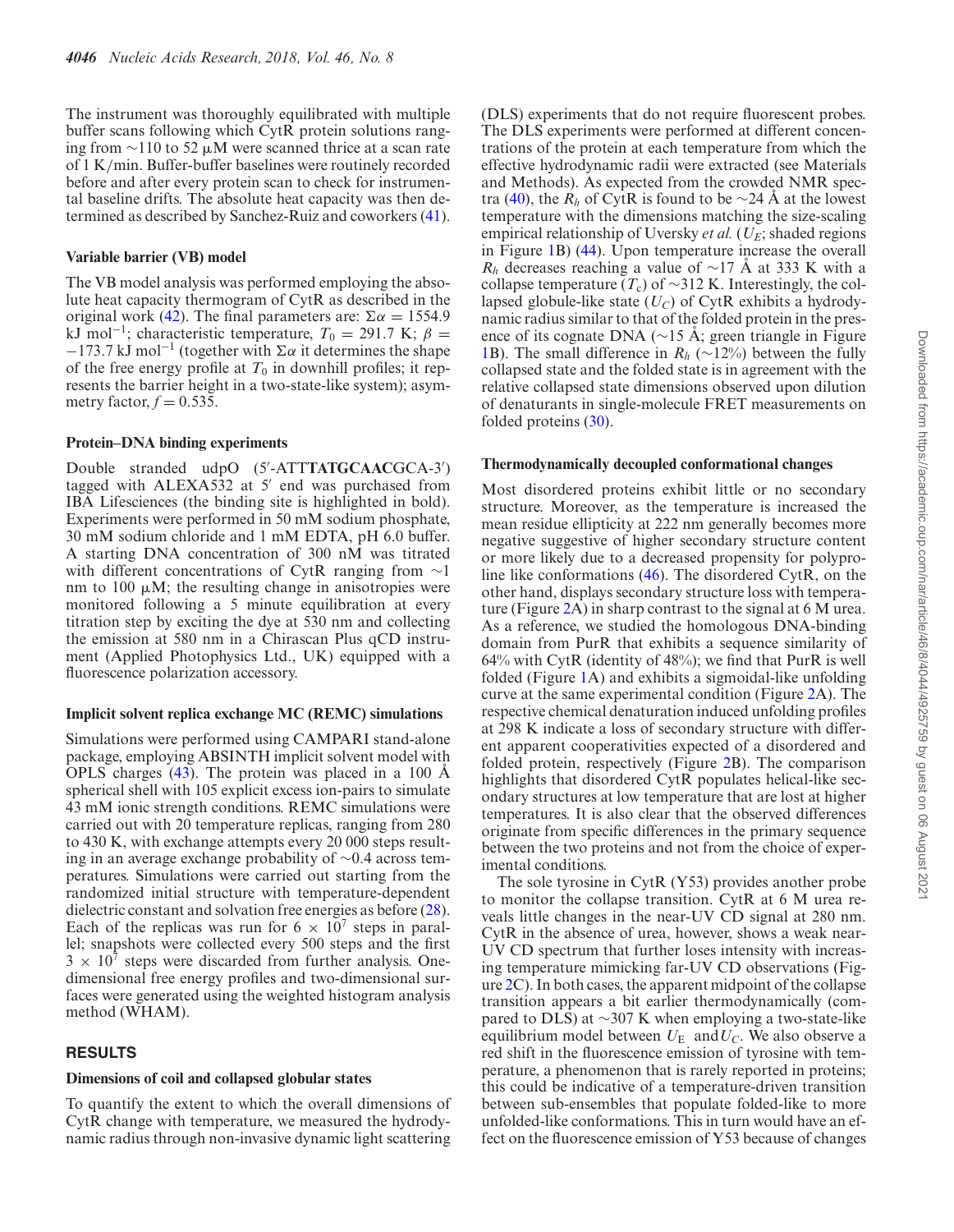The instrument was thoroughly equilibrated with multiple buffer scans following which CytR protein solutions ranging from ∼110 to 52 μM were scanned thrice at a scan rate of 1 K/min. Buffer-buffer baselines were routinely recorded before and after every protein scan to check for instrumental baseline drifts. The absolute heat capacity was then determined as described by Sanchez-Ruiz and coworkers (41).

### Variable barrier (VB) model

The VB model analysis was performed employing the absolute heat capacity thermogram of CytR as described in the original work (42). The final parameters are: $\Sigma\alpha = 1554.9$ kJ mol$^{-1}$; characteristic temperature, $T_0 = 291.7$ K; $\beta = -173.7$ kJ mol$^{-1}$ (together with $\Sigma\alpha$ it determines the shape of the free energy profile at $T_0$ in downhill profiles; it represents the barrier height in a two-state-like system); asymmetry factor, $f = 0.535$.

### Protein–DNA binding experiments

Double stranded udpO (5′-ATT**TATGCAAC**GCA-3′) tagged with ALEXA532 at 5′ end was purchased from IBA Lifesciences (the binding site is highlighted in bold). Experiments were performed in 50 mM sodium phosphate, 30 mM sodium chloride and 1 mM EDTA, pH 6.0 buffer. A starting DNA concentration of 300 nM was titrated with different concentrations of CytR ranging from ∼1 nm to 100 μM; the resulting change in anisotropies were monitored following a 5 minute equilibration at every titration step by exciting the dye at 530 nm and collecting the emission at 580 nm in a Chirascan Plus qCD instrument (Applied Photophysics Ltd., UK) equipped with a fluorescence polarization accessory.

### Implicit solvent replica exchange MC (REMC) simulations

Simulations were performed using CAMPARI stand-alone package, employing ABSINTH implicit solvent model with OPLS charges (43). The protein was placed in a 100 Å spherical shell with 105 explicit excess ion-pairs to simulate 43 mM ionic strength conditions. REMC simulations were carried out with 20 temperature replicas, ranging from 280 to 430 K, with exchange attempts every 20 000 steps resulting in an average exchange probability of ∼0.4 across temperatures. Simulations were carried out starting from the randomized initial structure with temperature-dependent dielectric constant and solvation free energies as before (28). Each of the replicas was run for $6 \times 10^7$ steps in parallel; snapshots were collected every 500 steps and the first $3 \times 10^7$ steps were discarded from further analysis. One-dimensional free energy profiles and two-dimensional surfaces were generated using the weighted histogram analysis method (WHAM).

## RESULTS

### Dimensions of coil and collapsed globular states

To quantify the extent to which the overall dimensions of CytR change with temperature, we measured the hydrodynamic radius through non-invasive dynamic light scattering (DLS) experiments that do not require fluorescent probes. The DLS experiments were performed at different concentrations of the protein at each temperature from which the effective hydrodynamic radii were extracted (see Materials and Methods). As expected from the crowded NMR spectra (40), the $R_h$ of CytR is found to be ∼24 Å at the lowest temperature with the dimensions matching the size-scaling empirical relationship of Uversky *et al.* ($U_E$; shaded regions in Figure 1B) (44). Upon temperature increase the overall $R_h$ decreases reaching a value of ∼17 Å at 333 K with a collapse temperature ($T_c$) of ∼312 K. Interestingly, the collapsed globule-like state ($U_C$) of CytR exhibits a hydrodynamic radius similar to that of the folded protein in the presence of its cognate DNA (∼15 Å; green triangle in Figure 1B). The small difference in $R_h$ (∼12%) between the fully collapsed state and the folded state is in agreement with the relative collapsed state dimensions observed upon dilution of denaturants in single-molecule FRET measurements on folded proteins (30).

### Thermodynamically decoupled conformational changes

Most disordered proteins exhibit little or no secondary structure. Moreover, as the temperature is increased the mean residue ellipticity at 222 nm generally becomes more negative suggestive of higher secondary structure content or more likely due to a decreased propensity for polyproline like conformations (46). The disordered CytR, on the other hand, displays secondary structure loss with temperature (Figure 2A) in sharp contrast to the signal at 6 M urea. As a reference, we studied the homologous DNA-binding domain from PurR that exhibits a sequence similarity of 64% with CytR (identity of 48%); we find that PurR is well folded (Figure 1A) and exhibits a sigmoidal-like unfolding curve at the same experimental condition (Figure 2A). The respective chemical denaturation induced unfolding profiles at 298 K indicate a loss of secondary structure with different apparent cooperativities expected of a disordered and folded protein, respectively (Figure 2B). The comparison highlights that disordered CytR populates helical-like secondary structures at low temperature that are lost at higher temperatures. It is also clear that the observed differences originate from specific differences in the primary sequence between the two proteins and not from the choice of experimental conditions.

The sole tyrosine in CytR (Y53) provides another probe to monitor the collapse transition. CytR at 6 M urea reveals little changes in the near-UV CD signal at 280 nm. CytR in the absence of urea, however, shows a weak near-UV CD spectrum that further loses intensity with increasing temperature mimicking far-UV CD observations (Figure 2C). In both cases, the apparent midpoint of the collapse transition appears a bit earlier thermodynamically (compared to DLS) at ∼307 K when employing a two-state-like equilibrium model between $U_E$ and $U_C$. We also observe a red shift in the fluorescence emission of tyrosine with temperature, a phenomenon that is rarely reported in proteins; this could be indicative of a temperature-driven transition between sub-ensembles that populate folded-like to more unfolded-like conformations. This in turn would have an effect on the fluorescence emission of Y53 because of changes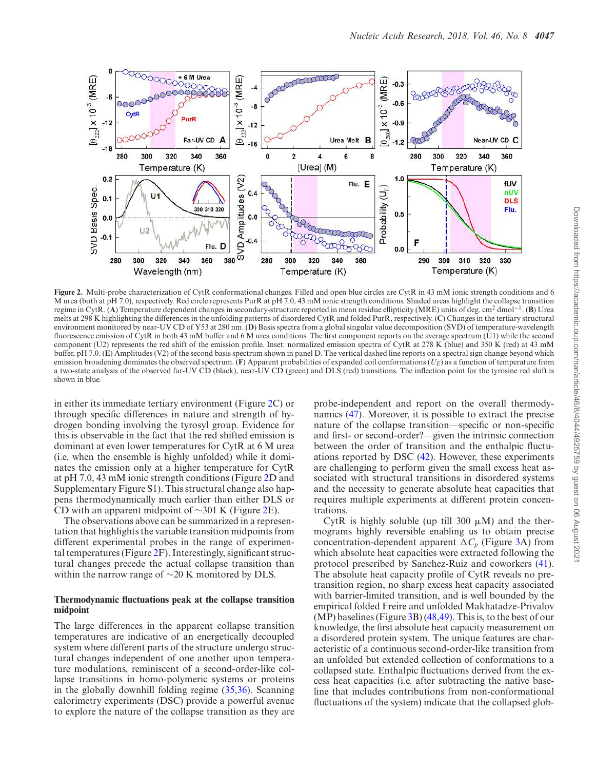**Figure 2.** Multi-probe characterization of CytR conformational changes. Filled and open blue circles are CytR in 43 mM ionic strength conditions and 6 M urea (both at pH 7.0), respectively. Red circle represents PurR at pH 7.0, 43 mM ionic strength conditions. Shaded areas highlight the collapse transition regime in CytR. (**A**) Temperature dependent changes in secondary-structure reported in mean residue ellipticity (MRE) units of deg. cm$^2$ dmol$^{-1}$. (**B**) Urea melts at 298 K highlighting the differences in the unfolding patterns of disordered CytR and folded PurR, respectively. (**C**) Changes in the tertiary structural environment monitored by near-UV CD of Y53 at 280 nm. (**D**) Basis spectra from a global singular value decomposition (SVD) of temperature-wavelength fluorescence emission of CytR in both 43 mM buffer and 6 M urea conditions. The first component reports on the average spectrum (U1) while the second component (U2) represents the red shift of the emission profile. Inset: normalized emission spectra of CytR at 278 K (blue) and 350 K (red) at 43 mM buffer, pH 7.0. (**E**) Amplitudes (V2) of the second basis spectrum shown in panel D. The vertical dashed line reports on a spectral sign change beyond which emission broadening dominates the observed spectrum. (**F**) Apparent probabilities of expanded coil conformations ($U_E$) as a function of temperature from a two-state analysis of the observed far-UV CD (black), near-UV CD (green) and DLS (red) transitions. The inflection point for the tyrosine red shift is shown in blue.

in either its immediate tertiary environment (Figure 2C) or through specific differences in nature and strength of hydrogen bonding involving the tyrosyl group. Evidence for this is observable in the fact that the red shifted emission is dominant at even lower temperatures for CytR at 6 M urea (i.e. when the ensemble is highly unfolded) while it dominates the emission only at a higher temperature for CytR at pH 7.0, 43 mM ionic strength conditions (Figure 2D and Supplementary Figure S1). This structural change also happens thermodynamically much earlier than either DLS or CD with an apparent midpoint of ~301 K (Figure 2E).

The observations above can be summarized in a representation that highlights the variable transition midpoints from different experimental probes in the range of experimental temperatures (Figure 2F). Interestingly, significant structural changes precede the actual collapse transition than within the narrow range of ~20 K monitored by DLS.

### Thermodynamic fluctuations peak at the collapse transition midpoint

The large differences in the apparent collapse transition temperatures are indicative of an energetically decoupled system where different parts of the structure undergo structural changes independent of one another upon temperature modulations, reminiscent of a second-order-like collapse transitions in homo-polymeric systems or proteins in the globally downhill folding regime (35,36). Scanning calorimetry experiments (DSC) provide a powerful avenue to explore the nature of the collapse transition as they are probe-independent and report on the overall thermodynamics (47). Moreover, it is possible to extract the precise nature of the collapse transition—specific or non-specific and first- or second-order?—given the intrinsic connection between the order of transition and the enthalpic fluctuations reported by DSC (42). However, these experiments are challenging to perform given the small excess heat associated with structural transitions in disordered systems and the necessity to generate absolute heat capacities that requires multiple experiments at different protein concentrations.

CytR is highly soluble (up till 300 μM) and the thermograms highly reversible enabling us to obtain precise concentration-dependent apparent $\Delta C_p$ (Figure 3A) from which absolute heat capacities were extracted following the protocol prescribed by Sanchez-Ruiz and coworkers (41). The absolute heat capacity profile of CytR reveals no pre-transition region, no sharp excess heat capacity associated with barrier-limited transition, and is well bounded by the empirical folded Freire and unfolded Makhatadze-Privalov (MP) baselines (Figure 3B) (48,49). This is, to the best of our knowledge, the first absolute heat capacity measurement on a disordered protein system. The unique features are characteristic of a continuous second-order-like transition from an unfolded but extended collection of conformations to a collapsed state. Enthalpic fluctuations derived from the excess heat capacities (i.e. after subtracting the native baseline that includes contributions from non-conformational fluctuations of the system) indicate that the collapsed glob-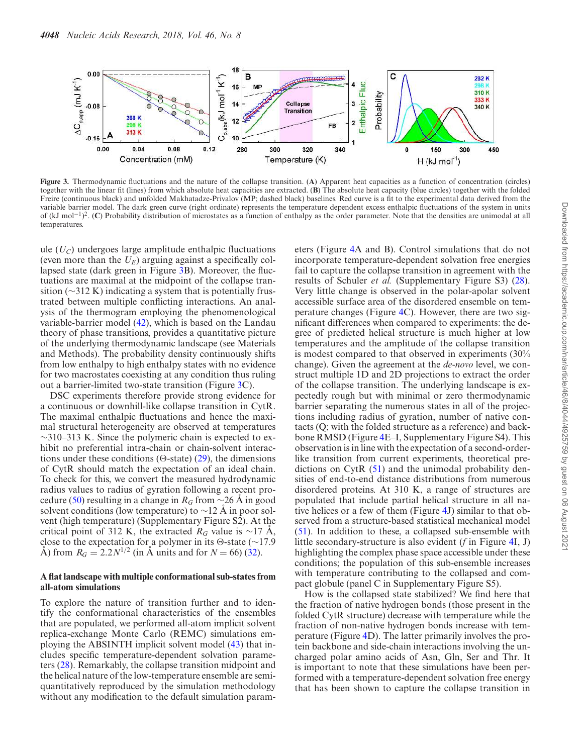**Figure 3.** Thermodynamic fluctuations and the nature of the collapse transition. (**A**) Apparent heat capacities as a function of concentration (circles) together with the linear fit (lines) from which absolute heat capacities are extracted. (**B**) The absolute heat capacity (blue circles) together with the folded Freire (continuous black) and unfolded Makhatadze-Privalov (MP; dashed black) baselines. Red curve is a fit to the experimental data derived from the variable barrier model. The dark green curve (right ordinate) represents the temperature dependent excess enthalpic fluctuations of the system in units of (kJ mol$^{-1}$)$^2$. (**C**) Probability distribution of microstates as a function of enthalpy as the order parameter. Note that the densities are unimodal at all temperatures.

ule ($U_C$) undergoes large amplitude enthalpic fluctuations (even more than the $U_E$) arguing against a specifically collapsed state (dark green in Figure 3B). Moreover, the fluctuations are maximal at the midpoint of the collapse transition (∼312 K) indicating a system that is potentially frustrated between multiple conflicting interactions. An analysis of the thermogram employing the phenomenological variable-barrier model (42), which is based on the Landau theory of phase transitions, provides a quantitative picture of the underlying thermodynamic landscape (see Materials and Methods). The probability density continuously shifts from low enthalpy to high enthalpy states with no evidence for two macrostates coexisting at any condition thus ruling out a barrier-limited two-state transition (Figure 3C).

DSC experiments therefore provide strong evidence for a continuous or downhill-like collapse transition in CytR. The maximal enthalpic fluctuations and hence the maximal structural heterogeneity are observed at temperatures ∼310–313 K. Since the polymeric chain is expected to exhibit no preferential intra-chain or chain-solvent interactions under these conditions (Θ-state) (29), the dimensions of CytR should match the expectation of an ideal chain. To check for this, we convert the measured hydrodynamic radius values to radius of gyration following a recent procedure (50) resulting in a change in $R_G$ from ∼26 Å in good solvent conditions (low temperature) to ∼12 Å in poor solvent (high temperature) (Supplementary Figure S2). At the critical point of 312 K, the extracted $R_G$ value is ∼17 Å, close to the expectation for a polymer in its Θ-state (∼17.9 Å) from $R_G = 2.2N^{1/2}$ (in Å units and for $N = 66$) (32).

### A flat landscape with multiple conformational sub-states from all-atom simulations

To explore the nature of transition further and to identify the conformational characteristics of the ensembles that are populated, we performed all-atom implicit solvent replica-exchange Monte Carlo (REMC) simulations employing the ABSINTH implicit solvent model (43) that includes specific temperature-dependent solvation parameters (28). Remarkably, the collapse transition midpoint and the helical nature of the low-temperature ensemble are semi-quantitatively reproduced by the simulation methodology without any modification to the default simulation parameters (Figure 4A and B). Control simulations that do not incorporate temperature-dependent solvation free energies fail to capture the collapse transition in agreement with the results of Schuler *et al.* (Supplementary Figure S3) (28). Very little change is observed in the polar-apolar solvent accessible surface area of the disordered ensemble on temperature changes (Figure 4C). However, there are two significant differences when compared to experiments: the degree of predicted helical structure is much higher at low temperatures and the amplitude of the collapse transition is modest compared to that observed in experiments (30% change). Given the agreement at the *de-novo* level, we construct multiple 1D and 2D projections to extract the order of the collapse transition. The underlying landscape is expectedly rough but with minimal or zero thermodynamic barrier separating the numerous states in all of the projections including radius of gyration, number of native contacts (Q; with the folded structure as a reference) and backbone RMSD (Figure 4E–I, Supplementary Figure S4). This observation is in line with the expectation of a second-order-like transition from current experiments, theoretical predictions on CytR (51) and the unimodal probability densities of end-to-end distance distributions from numerous disordered proteins. At 310 K, a range of structures are populated that include partial helical structure in all native helices or a few of them (Figure 4J) similar to that observed from a structure-based statistical mechanical model (51). In addition to these, a collapsed sub-ensemble with little secondary-structure is also evident (*f* in Figure 4I, J) highlighting the complex phase space accessible under these conditions; the population of this sub-ensemble increases with temperature contributing to the collapsed and compact globule (panel C in Supplementary Figure S5).

How is the collapsed state stabilized? We find here that the fraction of native hydrogen bonds (those present in the folded CytR structure) decrease with temperature while the fraction of non-native hydrogen bonds increase with temperature (Figure 4D). The latter primarily involves the protein backbone and side-chain interactions involving the uncharged polar amino acids of Asn, Gln, Ser and Thr. It is important to note that these simulations have been performed with a temperature-dependent solvation free energy that has been shown to capture the collapse transition in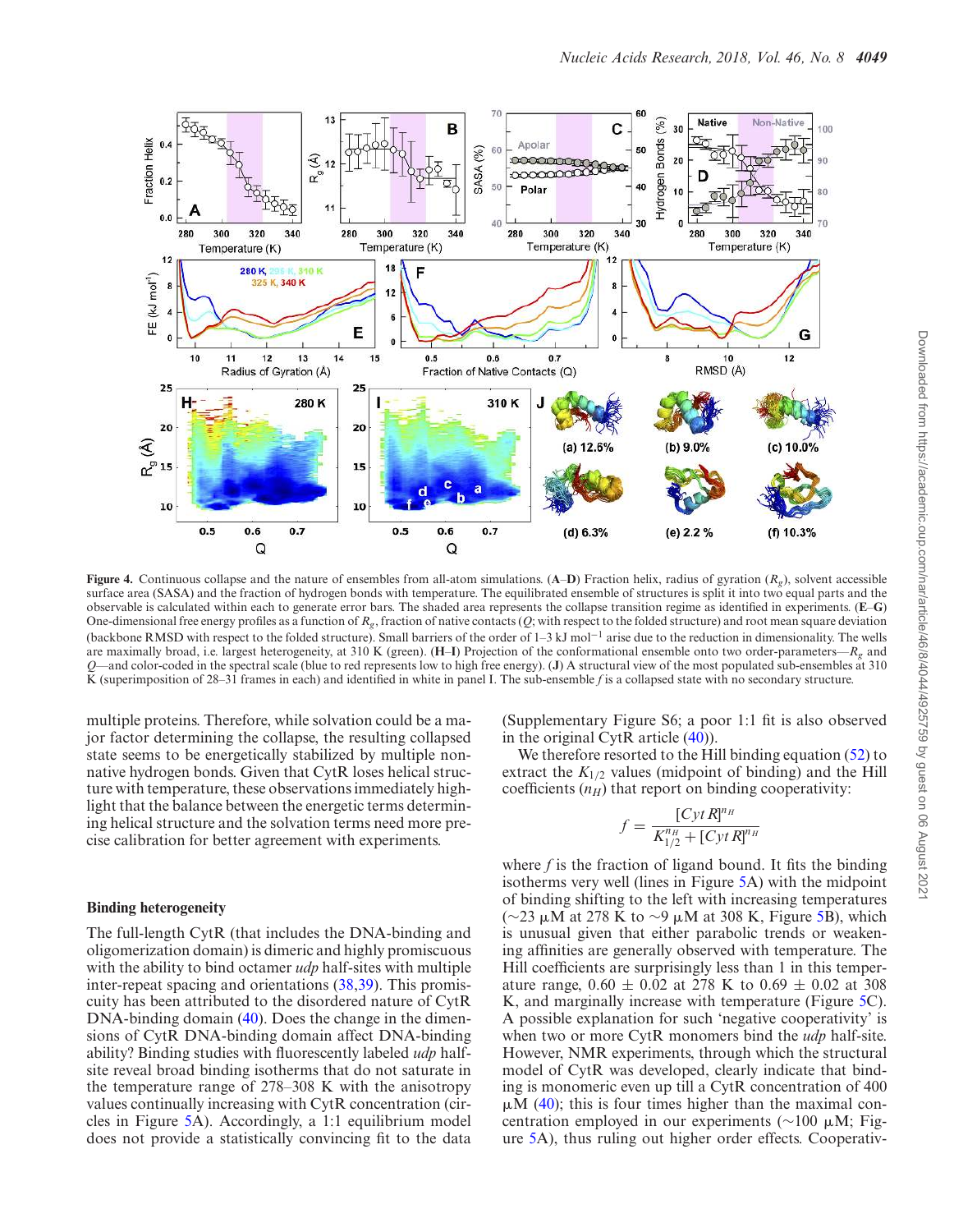**Figure 4.** Continuous collapse and the nature of ensembles from all-atom simulations. (**A**–**D**) Fraction helix, radius of gyration ($R_g$), solvent accessible surface area (SASA) and the fraction of hydrogen bonds with temperature. The equilibrated ensemble of structures is split it into two equal parts and the observable is calculated within each to generate error bars. The shaded area represents the collapse transition regime as identified in experiments. (**E**–**G**) One-dimensional free energy profiles as a function of $R_g$, fraction of native contacts ($Q$; with respect to the folded structure) and root mean square deviation (backbone RMSD with respect to the folded structure). Small barriers of the order of 1–3 kJ mol$^{-1}$ arise due to the reduction in dimensionality. The wells are maximally broad, i.e. largest heterogeneity, at 310 K (green). (**H**–**I**) Projection of the conformational ensemble onto two order-parameters—$R_g$ and $Q$—and color-coded in the spectral scale (blue to red represents low to high free energy). (**J**) A structural view of the most populated sub-ensembles at 310 K (superimposition of 28–31 frames in each) and identified in white in panel I. The sub-ensemble *f* is a collapsed state with no secondary structure.

multiple proteins. Therefore, while solvation could be a major factor determining the collapse, the resulting collapsed state seems to be energetically stabilized by multiple non-native hydrogen bonds. Given that CytR loses helical structure with temperature, these observations immediately highlight that the balance between the energetic terms determining helical structure and the solvation terms need more precise calibration for better agreement with experiments.

## Binding heterogeneity

The full-length CytR (that includes the DNA-binding and oligomerization domain) is dimeric and highly promiscuous with the ability to bind octamer *udp* half-sites with multiple inter-repeat spacing and orientations (38,39). This promiscuity has been attributed to the disordered nature of CytR DNA-binding domain (40). Does the change in the dimensions of CytR DNA-binding domain affect DNA-binding ability? Binding studies with fluorescently labeled *udp* half-site reveal broad binding isotherms that do not saturate in the temperature range of 278–308 K with the anisotropy values continually increasing with CytR concentration (circles in Figure 5A). Accordingly, a 1:1 equilibrium model does not provide a statistically convincing fit to the data (Supplementary Figure S6; a poor 1:1 fit is also observed in the original CytR article (40)).

We therefore resorted to the Hill binding equation (52) to extract the $K_{1/2}$ values (midpoint of binding) and the Hill coefficients ($n_H$) that report on binding cooperativity:

$$f = \frac{[Cyt\,R]^{n_H}}{K_{1/2}^{n_H} + [Cyt\,R]^{n_H}}$$

where *f* is the fraction of ligand bound. It fits the binding isotherms very well (lines in Figure 5A) with the midpoint of binding shifting to the left with increasing temperatures (~23 μM at 278 K to ~9 μM at 308 K, Figure 5B), which is unusual given that either parabolic trends or weakening affinities are generally observed with temperature. The Hill coefficients are surprisingly less than 1 in this temperature range, 0.60 ± 0.02 at 278 K to 0.69 ± 0.02 at 308 K, and marginally increase with temperature (Figure 5C). A possible explanation for such 'negative cooperativity' is when two or more CytR monomers bind the *udp* half-site. However, NMR experiments, through which the structural model of CytR was developed, clearly indicate that binding is monomeric even up till a CytR concentration of 400 μM (40); this is four times higher than the maximal concentration employed in our experiments (~100 μM; Figure 5A), thus ruling out higher order effects. Cooperativ-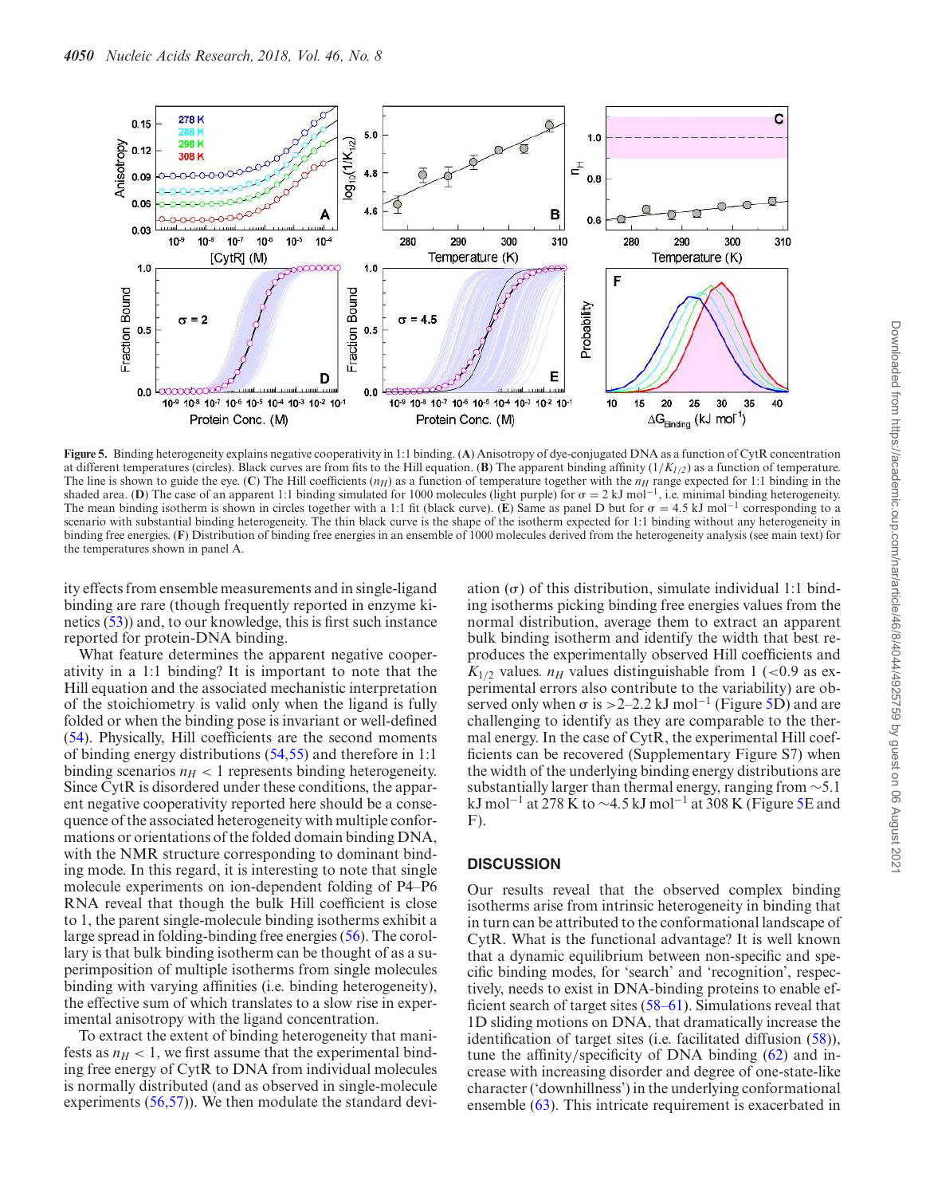**Figure 5.** Binding heterogeneity explains negative cooperativity in 1:1 binding. (**A**) Anisotropy of dye-conjugated DNA as a function of CytR concentration at different temperatures (circles). Black curves are from fits to the Hill equation. (**B**) The apparent binding affinity ($1/K_{1/2}$) as a function of temperature. The line is shown to guide the eye. (**C**) The Hill coefficients ($n_H$) as a function of temperature together with the $n_H$ range expected for 1:1 binding in the shaded area. (**D**) The case of an apparent 1:1 binding simulated for 1000 molecules (light purple) for $\sigma = 2$ kJ mol$^{-1}$, i.e. minimal binding heterogeneity. The mean binding isotherm is shown in circles together with a 1:1 fit (black curve). (**E**) Same as panel D but for $\sigma = 4.5$ kJ mol$^{-1}$ corresponding to a scenario with substantial binding heterogeneity. The thin black curve is the shape of the isotherm expected for 1:1 binding without any heterogeneity in binding free energies. (**F**) Distribution of binding free energies in an ensemble of 1000 molecules derived from the heterogeneity analysis (see main text) for the temperatures shown in panel A.

ity effects from ensemble measurements and in single-ligand binding are rare (though frequently reported in enzyme kinetics (53)) and, to our knowledge, this is first such instance reported for protein-DNA binding.

What feature determines the apparent negative cooperativity in a 1:1 binding? It is important to note that the Hill equation and the associated mechanistic interpretation of the stoichiometry is valid only when the ligand is fully folded or when the binding pose is invariant or well-defined (54). Physically, Hill coefficients are the second moments of binding energy distributions (54,55) and therefore in 1:1 binding scenarios $n_H < 1$ represents binding heterogeneity. Since CytR is disordered under these conditions, the apparent negative cooperativity reported here should be a consequence of the associated heterogeneity with multiple conformations or orientations of the folded domain binding DNA, with the NMR structure corresponding to dominant binding mode. In this regard, it is interesting to note that single molecule experiments on ion-dependent folding of P4–P6 RNA reveal that though the bulk Hill coefficient is close to 1, the parent single-molecule binding isotherms exhibit a large spread in folding-binding free energies (56). The corollary is that bulk binding isotherm can be thought of as a superimposition of multiple isotherms from single molecules binding with varying affinities (i.e. binding heterogeneity), the effective sum of which translates to a slow rise in experimental anisotropy with the ligand concentration.

To extract the extent of binding heterogeneity that manifests as $n_H < 1$, we first assume that the experimental binding free energy of CytR to DNA from individual molecules is normally distributed (and as observed in single-molecule experiments (56,57)). We then modulate the standard deviation ($\sigma$) of this distribution, simulate individual 1:1 binding isotherms picking binding free energies values from the normal distribution, average them to extract an apparent bulk binding isotherm and identify the width that best reproduces the experimentally observed Hill coefficients and $K_{1/2}$ values. $n_H$ values distinguishable from 1 (<0.9 as experimental errors also contribute to the variability) are observed only when $\sigma$ is >2–2.2 kJ mol$^{-1}$ (Figure 5D) and are challenging to identify as they are comparable to the thermal energy. In the case of CytR, the experimental Hill coefficients can be recovered (Supplementary Figure S7) when the width of the underlying binding energy distributions are substantially larger than thermal energy, ranging from ~5.1 kJ mol$^{-1}$ at 278 K to ~4.5 kJ mol$^{-1}$ at 308 K (Figure 5E and F).

## DISCUSSION

Our results reveal that the observed complex binding isotherms arise from intrinsic heterogeneity in binding that in turn can be attributed to the conformational landscape of CytR. What is the functional advantage? It is well known that a dynamic equilibrium between non-specific and specific binding modes, for 'search' and 'recognition', respectively, needs to exist in DNA-binding proteins to enable efficient search of target sites (58–61). Simulations reveal that 1D sliding motions on DNA, that dramatically increase the identification of target sites (i.e. facilitated diffusion (58)), tune the affinity/specificity of DNA binding (62) and increase with increasing disorder and degree of one-state-like character ('downhillness') in the underlying conformational ensemble (63). This intricate requirement is exacerbated in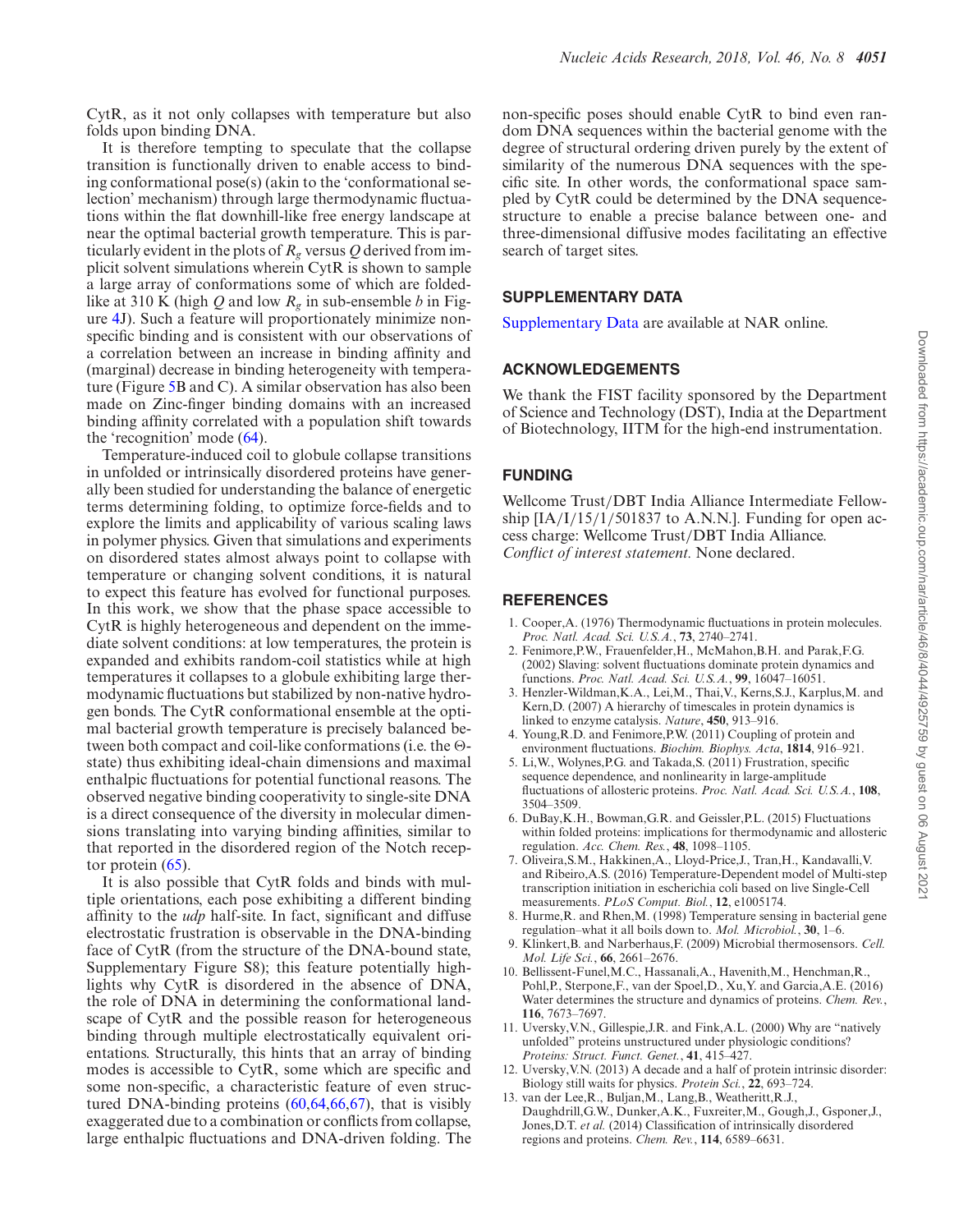CytR, as it not only collapses with temperature but also folds upon binding DNA.

It is therefore tempting to speculate that the collapse transition is functionally driven to enable access to binding conformational pose(s) (akin to the 'conformational selection' mechanism) through large thermodynamic fluctuations within the flat downhill-like free energy landscape at near the optimal bacterial growth temperature. This is particularly evident in the plots of $R_g$ versus $Q$ derived from implicit solvent simulations wherein CytR is shown to sample a large array of conformations some of which are folded-like at 310 K (high $Q$ and low $R_g$ in sub-ensemble *b* in Figure 4J). Such a feature will proportionately minimize non-specific binding and is consistent with our observations of a correlation between an increase in binding affinity and (marginal) decrease in binding heterogeneity with temperature (Figure 5B and C). A similar observation has also been made on Zinc-finger binding domains with an increased binding affinity correlated with a population shift towards the 'recognition' mode (64).

Temperature-induced coil to globule collapse transitions in unfolded or intrinsically disordered proteins have generally been studied for understanding the balance of energetic terms determining folding, to optimize force-fields and to explore the limits and applicability of various scaling laws in polymer physics. Given that simulations and experiments on disordered states almost always point to collapse with temperature or changing solvent conditions, it is natural to expect this feature has evolved for functional purposes. In this work, we show that the phase space accessible to CytR is highly heterogeneous and dependent on the immediate solvent conditions: at low temperatures, the protein is expanded and exhibits random-coil statistics while at high temperatures it collapses to a globule exhibiting large thermodynamic fluctuations but stabilized by non-native hydrogen bonds. The CytR conformational ensemble at the optimal bacterial growth temperature is precisely balanced between both compact and coil-like conformations (i.e. the Θ-state) thus exhibiting ideal-chain dimensions and maximal enthalpic fluctuations for potential functional reasons. The observed negative binding cooperativity to single-site DNA is a direct consequence of the diversity in molecular dimensions translating into varying binding affinities, similar to that reported in the disordered region of the Notch receptor protein (65).

It is also possible that CytR folds and binds with multiple orientations, each pose exhibiting a different binding affinity to the *udp* half-site. In fact, significant and diffuse electrostatic frustration is observable in the DNA-binding face of CytR (from the structure of the DNA-bound state, Supplementary Figure S8); this feature potentially highlights why CytR is disordered in the absence of DNA, the role of DNA in determining the conformational landscape of CytR and the possible reason for heterogeneous binding through multiple electrostatically equivalent orientations. Structurally, this hints that an array of binding modes is accessible to CytR, some which are specific and some non-specific, a characteristic feature of even structured DNA-binding proteins (60,64,66,67), that is visibly exaggerated due to a combination or conflicts from collapse, large enthalpic fluctuations and DNA-driven folding. The non-specific poses should enable CytR to bind even random DNA sequences within the bacterial genome with the degree of structural ordering driven purely by the extent of similarity of the numerous DNA sequences with the specific site. In other words, the conformational space sampled by CytR could be determined by the DNA sequence-structure to enable a precise balance between one- and three-dimensional diffusive modes facilitating an effective search of target sites.

## SUPPLEMENTARY DATA

Supplementary Data are available at NAR online.

## ACKNOWLEDGEMENTS

We thank the FIST facility sponsored by the Department of Science and Technology (DST), India at the Department of Biotechnology, IITM for the high-end instrumentation.

## FUNDING

Wellcome Trust/DBT India Alliance Intermediate Fellowship [IA/I/15/1/501837 to A.N.N.]. Funding for open access charge: Wellcome Trust/DBT India Alliance.
*Conflict of interest statement.* None declared.

## REFERENCES

1. Cooper,A. (1976) Thermodynamic fluctuations in protein molecules. *Proc. Natl. Acad. Sci. U.S.A.*, **73**, 2740–2741.
2. Fenimore,P.W., Frauenfelder,H., McMahon,B.H. and Parak,F.G. (2002) Slaving: solvent fluctuations dominate protein dynamics and functions. *Proc. Natl. Acad. Sci. U.S.A.*, **99**, 16047–16051.
3. Henzler-Wildman,K.A., Lei,M., Thai,V., Kerns,S.J., Karplus,M. and Kern,D. (2007) A hierarchy of timescales in protein dynamics is linked to enzyme catalysis. *Nature*, **450**, 913–916.
4. Young,R.D. and Fenimore,P.W. (2011) Coupling of protein and environment fluctuations. *Biochim. Biophys. Acta*, **1814**, 916–921.
5. Li,W., Wolynes,P.G. and Takada,S. (2011) Frustration, specific sequence dependence, and nonlinearity in large-amplitude fluctuations of allosteric proteins. *Proc. Natl. Acad. Sci. U.S.A.*, **108**, 3504–3509.
6. DuBay,K.H., Bowman,G.R. and Geissler,P.L. (2015) Fluctuations within folded proteins: implications for thermodynamic and allosteric regulation. *Acc. Chem. Res.*, **48**, 1098–1105.
7. Oliveira,S.M., Hakkinen,A., Lloyd-Price,J., Tran,H., Kandavalli,V. and Ribeiro,A.S. (2016) Temperature-Dependent model of Multi-step transcription initiation in escherichia coli based on live Single-Cell measurements. *PLoS Comput. Biol.*, **12**, e1005174.
8. Hurme,R. and Rhen,M. (1998) Temperature sensing in bacterial gene regulation–what it all boils down to. *Mol. Microbiol.*, **30**, 1–6.
9. Klinkert,B. and Narberhaus,F. (2009) Microbial thermosensors. *Cell. Mol. Life Sci.*, **66**, 2661–2676.
10. Bellissent-Funel,M.C., Hassanali,A., Havenith,M., Henchman,R., Pohl,P., Sterpone,F., van der Spoel,D., Xu,Y. and Garcia,A.E. (2016) Water determines the structure and dynamics of proteins. *Chem. Rev.*, **116**, 7673–7697.
11. Uversky,V.N., Gillespie,J.R. and Fink,A.L. (2000) Why are "natively unfolded" proteins unstructured under physiologic conditions? *Proteins: Struct. Funct. Genet.*, **41**, 415–427.
12. Uversky,V.N. (2013) A decade and a half of protein intrinsic disorder: Biology still waits for physics. *Protein Sci.*, **22**, 693–724.
13. van der Lee,R., Buljan,M., Lang,B., Weatheritt,R.J., Daughdrill,G.W., Dunker,A.K., Fuxreiter,M., Gough,J., Gsponer,J., Jones,D.T. *et al.* (2014) Classification of intrinsically disordered regions and proteins. *Chem. Rev.*, **114**, 6589–6631.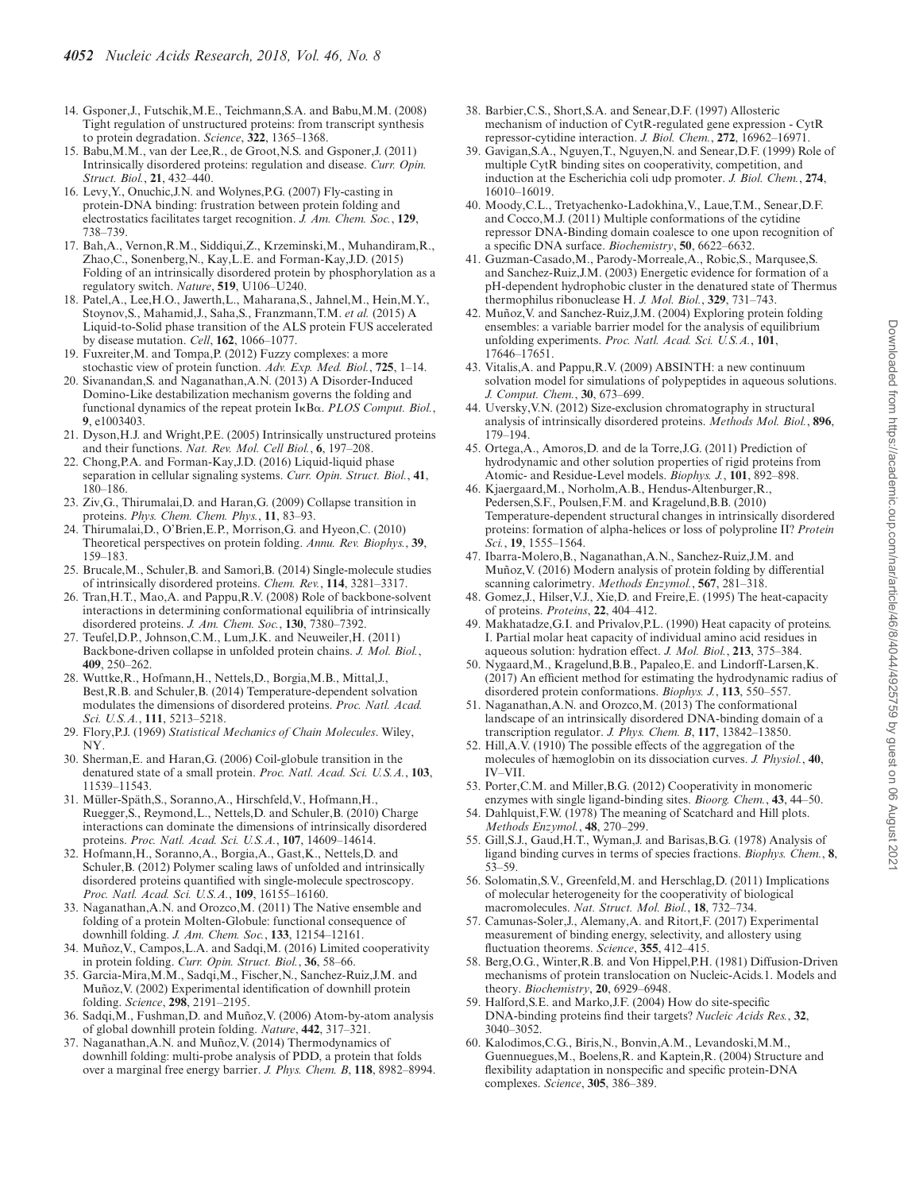14. Gsponer,J., Futschik,M.E., Teichmann,S.A. and Babu,M.M. (2008) Tight regulation of unstructured proteins: from transcript synthesis to protein degradation. *Science*, **322**, 1365–1368.
15. Babu,M.M., van der Lee,R., de Groot,N.S. and Gsponer,J. (2011) Intrinsically disordered proteins: regulation and disease. *Curr. Opin. Struct. Biol.*, **21**, 432–440.
16. Levy,Y., Onuchic,J.N. and Wolynes,P.G. (2007) Fly-casting in protein-DNA binding: frustration between protein folding and electrostatics facilitates target recognition. *J. Am. Chem. Soc.*, **129**, 738–739.
17. Bah,A., Vernon,R.M., Siddiqui,Z., Krzeminski,M., Muhandiram,R., Zhao,C., Sonenberg,N., Kay,L.E. and Forman-Kay,J.D. (2015) Folding of an intrinsically disordered protein by phosphorylation as a regulatory switch. *Nature*, **519**, U106–U240.
18. Patel,A., Lee,H.O., Jawerth,L., Maharana,S., Jahnel,M., Hein,M.Y., Stoynov,S., Mahamid,J., Saha,S., Franzmann,T.M. *et al.* (2015) A Liquid-to-Solid phase transition of the ALS protein FUS accelerated by disease mutation. *Cell*, **162**, 1066–1077.
19. Fuxreiter,M. and Tompa,P. (2012) Fuzzy complexes: a more stochastic view of protein function. *Adv. Exp. Med. Biol.*, **725**, 1–14.
20. Sivanandan,S. and Naganathan,A.N. (2013) A Disorder-Induced Domino-Like destabilization mechanism governs the folding and functional dynamics of the repeat protein IκBα. *PLOS Comput. Biol.*, **9**, e1003403.
21. Dyson,H.J. and Wright,P.E. (2005) Intrinsically unstructured proteins and their functions. *Nat. Rev. Mol. Cell Biol.*, **6**, 197–208.
22. Chong,P.A. and Forman-Kay,J.D. (2016) Liquid-liquid phase separation in cellular signaling systems. *Curr. Opin. Struct. Biol.*, **41**, 180–186.
23. Ziv,G., Thirumalai,D. and Haran,G. (2009) Collapse transition in proteins. *Phys. Chem. Chem. Phys.*, **11**, 83–93.
24. Thirumalai,D., O'Brien,E.P., Morrison,G. and Hyeon,C. (2010) Theoretical perspectives on protein folding. *Annu. Rev. Biophys.*, **39**, 159–183.
25. Brucale,M., Schuler,B. and Samorì,B. (2014) Single-molecule studies of intrinsically disordered proteins. *Chem. Rev.*, **114**, 3281–3317.
26. Tran,H.T., Mao,A. and Pappu,R.V. (2008) Role of backbone-solvent interactions in determining conformational equilibria of intrinsically disordered proteins. *J. Am. Chem. Soc.*, **130**, 7380–7392.
27. Teufel,D.P., Johnson,C.M., Lum,J.K. and Neuweiler,H. (2011) Backbone-driven collapse in unfolded protein chains. *J. Mol. Biol.*, **409**, 250–262.
28. Wuttke,R., Hofmann,H., Nettels,D., Borgia,M.B., Mittal,J., Best,R.B. and Schuler,B. (2014) Temperature-dependent solvation modulates the dimensions of disordered proteins. *Proc. Natl. Acad. Sci. U.S.A.*, **111**, 5213–5218.
29. Flory,P.J. (1969) *Statistical Mechanics of Chain Molecules*. Wiley, NY.
30. Sherman,E. and Haran,G. (2006) Coil-globule transition in the denatured state of a small protein. *Proc. Natl. Acad. Sci. U.S.A.*, **103**, 11539–11543.
31. Müller-Späth,S., Soranno,A., Hirschfeld,V., Hofmann,H., Ruegger,S., Reymond,L., Nettels,D. and Schuler,B. (2010) Charge interactions can dominate the dimensions of intrinsically disordered proteins. *Proc. Natl. Acad. Sci. U.S.A.*, **107**, 14609–14614.
32. Hofmann,H., Soranno,A., Borgia,A., Gast,K., Nettels,D. and Schuler,B. (2012) Polymer scaling laws of unfolded and intrinsically disordered proteins quantified with single-molecule spectroscopy. *Proc. Natl. Acad. Sci. U.S.A.*, **109**, 16155–16160.
33. Naganathan,A.N. and Orozco,M. (2011) The Native ensemble and folding of a protein Molten-Globule: functional consequence of downhill folding. *J. Am. Chem. Soc.*, **133**, 12154–12161.
34. Muñoz,V., Campos,L.A. and Sadqi,M. (2016) Limited cooperativity in protein folding. *Curr. Opin. Struct. Biol.*, **36**, 58–66.
35. Garcia-Mira,M.M., Sadqi,M., Fischer,N., Sanchez-Ruiz,J.M. and Muñoz,V. (2002) Experimental identification of downhill protein folding. *Science*, **298**, 2191–2195.
36. Sadqi,M., Fushman,D. and Muñoz,V. (2006) Atom-by-atom analysis of global downhill protein folding. *Nature*, **442**, 317–321.
37. Naganathan,A.N. and Muñoz,V. (2014) Thermodynamics of downhill folding: multi-probe analysis of PDD, a protein that folds over a marginal free energy barrier. *J. Phys. Chem. B*, **118**, 8982–8994.
38. Barbier,C.S., Short,S.A. and Senear,D.F. (1997) Allosteric mechanism of induction of CytR-regulated gene expression - CytR repressor-cytidine interaction. *J. Biol. Chem.*, **272**, 16962–16971.
39. Gavigan,S.A., Nguyen,T., Nguyen,N. and Senear,D.F. (1999) Role of multiple CytR binding sites on cooperativity, competition, and induction at the Escherichia coli udp promoter. *J. Biol. Chem.*, **274**, 16010–16019.
40. Moody,C.L., Tretyachenko-Ladokhina,V., Laue,T.M., Senear,D.F. and Cocco,M.J. (2011) Multiple conformations of the cytidine repressor DNA-Binding domain coalesce to one upon recognition of a specific DNA surface. *Biochemistry*, **50**, 6622–6632.
41. Guzman-Casado,M., Parody-Morreale,A., Robic,S., Marqusee,S. and Sanchez-Ruiz,J.M. (2003) Energetic evidence for formation of a pH-dependent hydrophobic cluster in the denatured state of Thermus thermophilus ribonuclease H. *J. Mol. Biol.*, **329**, 731–743.
42. Muñoz,V. and Sanchez-Ruiz,J.M. (2004) Exploring protein folding ensembles: a variable barrier model for the analysis of equilibrium unfolding experiments. *Proc. Natl. Acad. Sci. U.S.A.*, **101**, 17646–17651.
43. Vitalis,A. and Pappu,R.V. (2009) ABSINTH: a new continuum solvation model for simulations of polypeptides in aqueous solutions. *J. Comput. Chem.*, **30**, 673–699.
44. Uversky,V.N. (2012) Size-exclusion chromatography in structural analysis of intrinsically disordered proteins. *Methods Mol. Biol.*, **896**, 179–194.
45. Ortega,A., Amoros,D. and de la Torre,J.G. (2011) Prediction of hydrodynamic and other solution properties of rigid proteins from Atomic- and Residue-Level models. *Biophys. J.*, **101**, 892–898.
46. Kjaergaard,M., Norholm,A.B., Hendus-Altenburger,R., Pedersen,S.F., Poulsen,F.M. and Kragelund,B.B. (2010) Temperature-dependent structural changes in intrinsically disordered proteins: formation of alpha-helices or loss of polyproline II? *Protein Sci.*, **19**, 1555–1564.
47. Ibarra-Molero,B., Naganathan,A.N., Sanchez-Ruiz,J.M. and Muñoz,V. (2016) Modern analysis of protein folding by differential scanning calorimetry. *Methods Enzymol.*, **567**, 281–318.
48. Gomez,J., Hilser,V.J., Xie,D. and Freire,E. (1995) The heat-capacity of proteins. *Proteins*, **22**, 404–412.
49. Makhatadze,G.I. and Privalov,P.L. (1990) Heat capacity of proteins. I. Partial molar heat capacity of individual amino acid residues in aqueous solution: hydration effect. *J. Mol. Biol.*, **213**, 375–384.
50. Nygaard,M., Kragelund,B.B., Papaleo,E. and Lindorff-Larsen,K. (2017) An efficient method for estimating the hydrodynamic radius of disordered protein conformations. *Biophys. J.*, **113**, 550–557.
51. Naganathan,A.N. and Orozco,M. (2013) The conformational landscape of an intrinsically disordered DNA-binding domain of a transcription regulator. *J. Phys. Chem. B*, **117**, 13842–13850.
52. Hill,A.V. (1910) The possible effects of the aggregation of the molecules of hæmoglobin on its dissociation curves. *J. Physiol.*, **40**, IV–VII.
53. Porter,C.M. and Miller,B.G. (2012) Cooperativity in monomeric enzymes with single ligand-binding sites. *Bioorg. Chem.*, **43**, 44–50.
54. Dahlquist,F.W. (1978) The meaning of Scatchard and Hill plots. *Methods Enzymol.*, **48**, 270–299.
55. Gill,S.J., Gaud,H.T., Wyman,J. and Barisas,B.G. (1978) Analysis of ligand binding curves in terms of species fractions. *Biophys. Chem.*, **8**, 53–59.
56. Solomatin,S.V., Greenfeld,M. and Herschlag,D. (2011) Implications of molecular heterogeneity for the cooperativity of biological macromolecules. *Nat. Struct. Mol. Biol.*, **18**, 732–734.
57. Camunas-Soler,J., Alemany,A. and Ritort,F. (2017) Experimental measurement of binding energy, selectivity, and allostery using fluctuation theorems. *Science*, **355**, 412–415.
58. Berg,O.G., Winter,R.B. and Von Hippel,P.H. (1981) Diffusion-Driven mechanisms of protein translocation on Nucleic-Acids.1. Models and theory. *Biochemistry*, **20**, 6929–6948.
59. Halford,S.E. and Marko,J.F. (2004) How do site-specific DNA-binding proteins find their targets? *Nucleic Acids Res.*, **32**, 3040–3052.
60. Kalodimos,C.G., Biris,N., Bonvin,A.M., Levandoski,M.M., Guennuegues,M., Boelens,R. and Kaptein,R. (2004) Structure and flexibility adaptation in nonspecific and specific protein-DNA complexes. *Science*, **305**, 386–389.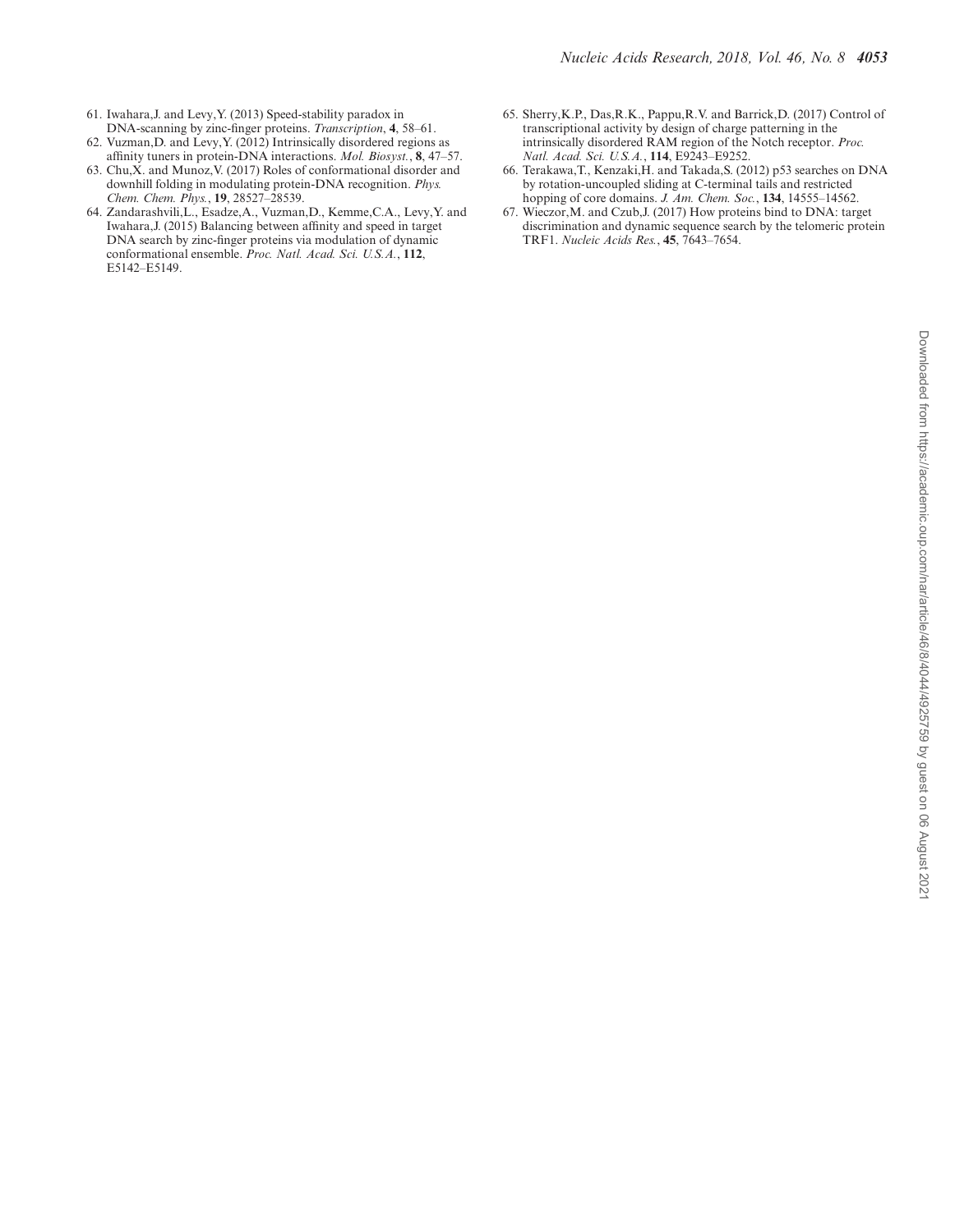61. Iwahara,J. and Levy,Y. (2013) Speed-stability paradox in DNA-scanning by zinc-finger proteins. *Transcription*, **4**, 58–61.
62. Vuzman,D. and Levy,Y. (2012) Intrinsically disordered regions as affinity tuners in protein-DNA interactions. *Mol. Biosyst.*, **8**, 47–57.
63. Chu,X. and Munoz,V. (2017) Roles of conformational disorder and downhill folding in modulating protein-DNA recognition. *Phys. Chem. Chem. Phys.*, **19**, 28527–28539.
64. Zandarashvili,L., Esadze,A., Vuzman,D., Kemme,C.A., Levy,Y. and Iwahara,J. (2015) Balancing between affinity and speed in target DNA search by zinc-finger proteins via modulation of dynamic conformational ensemble. *Proc. Natl. Acad. Sci. U.S.A.*, **112**, E5142–E5149.
65. Sherry,K.P., Das,R.K., Pappu,R.V. and Barrick,D. (2017) Control of transcriptional activity by design of charge patterning in the intrinsically disordered RAM region of the Notch receptor. *Proc. Natl. Acad. Sci. U.S.A.*, **114**, E9243–E9252.
66. Terakawa,T., Kenzaki,H. and Takada,S. (2012) p53 searches on DNA by rotation-uncoupled sliding at C-terminal tails and restricted hopping of core domains. *J. Am. Chem. Soc.*, **134**, 14555–14562.
67. Wieczor,M. and Czub,J. (2017) How proteins bind to DNA: target discrimination and dynamic sequence search by the telomeric protein TRF1. *Nucleic Acids Res.*, **45**, 7643–7654.